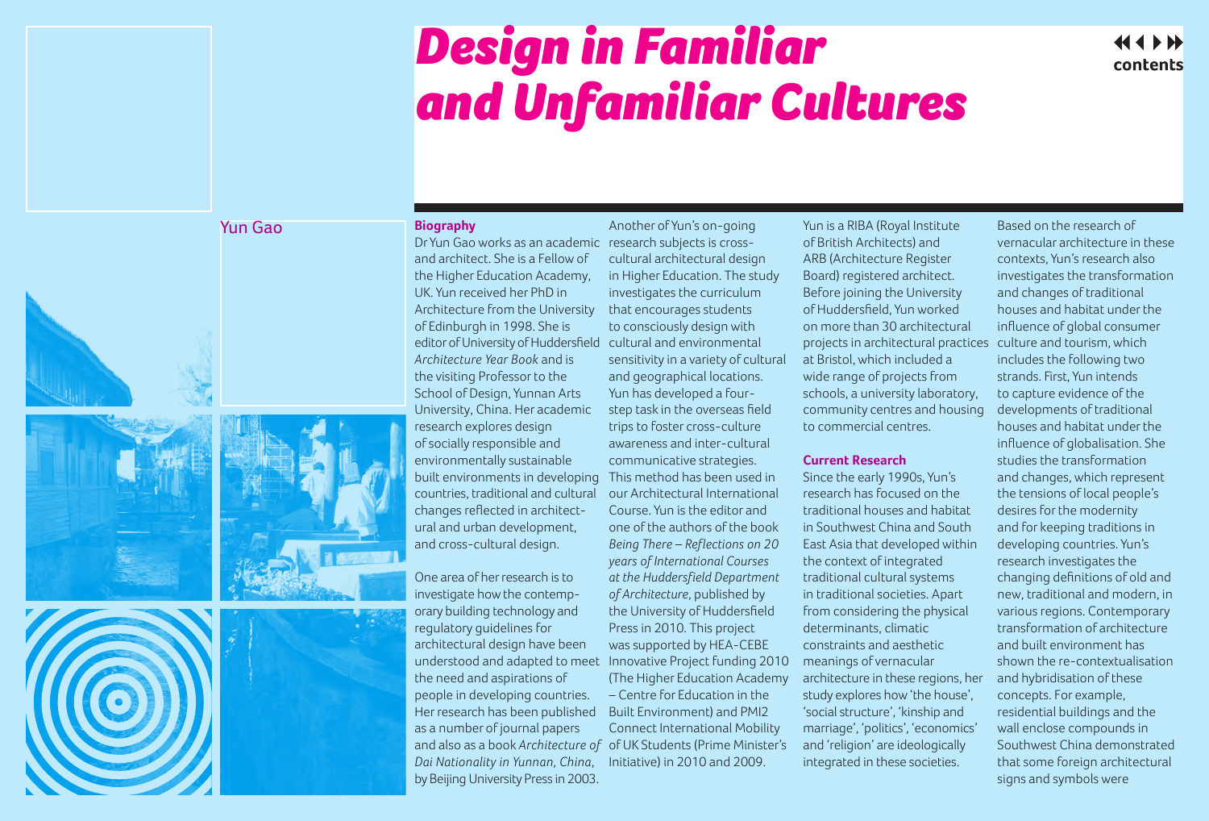# Design in Familiar and Unfamiliar Cultures

## Yun Gao

### Biography

Dr Yun Gao works as an academic and architect. She is a Fellow of the Higher Education Academy, UK. Yun received her PhD in Architecture from the University of Edinburgh in 1998. She is editor of University of Huddersfield *Architecture Year Book* and is the visiting Professor to the School of Design, Yunnan Arts University, China. Her academic research explores design of socially responsible and environmentally sustainable built environments in developing countries, traditional and cultural changes reflected in architectural and urban development, and cross-cultural design.

One area of her research is to investigate how the contemporary building technology and regulatory guidelines for architectural design have been understood and adapted to meet the need and aspirations of people in developing countries. Her research has been published as a number of journal papers and also as a book *Architecture of Dai Nationality in Yunnan, China*, by Beijing University Press in 2003.

Another of Yun's on-going research subjects is cross-cultural architectural design in Higher Education. The study investigates the curriculum that encourages students to consciously design with cultural and environmental sensitivity in a variety of cultural and geographical locations. Yun has developed a four-step task in the overseas field trips to foster cross-culture awareness and inter-cultural communicative strategies. This method has been used in our Architectural International Course. Yun is the editor and one of the authors of the book *Being There – Reflections on 20 years of International Courses at the Huddersfield Department of Architecture*, published by the University of Huddersfield Press in 2010. This project was supported by HEA-CEBE Innovative Project Funding 2010 (The Higher Education Academy – Centre for Education in the Built Environment) and PMI2 Connect International Mobility of UK Students (Prime Minister's Initiative) in 2010 and 2009.

Yun is a RIBA (Royal Institute of British Architects) and ARB (Architecture Register Board) registered architect. Before joining the University of Huddersfield, Yun worked on more than 30 architectural projects in architectural practices at Bristol, which included a wide range of projects from schools, a university laboratory, community centres and housing to commercial centres.

### Current Research

Since the early 1990s, Yun's research has focused on the traditional houses and habitat in Southwest China and South East Asia that developed within the context of integrated traditional cultural systems in traditional societies. Apart from considering the physical determinants, climatic constraints and aesthetic meanings of vernacular architecture in these regions, her study explores how 'the house', 'social structure', 'kinship and marriage', 'politics', 'economics' and 'religion' are ideologically integrated in these societies.

Based on the research of vernacular architecture in these contexts, Yun's research also investigates the transformation and changes of traditional houses and habitat under the influence of global consumer culture and tourism, which includes the following two strands. First, Yun intends to capture evidence of the developments of traditional houses and habitat under the influence of globalisation. She studies the transformation and changes, which represent the tensions of local people's desires for the modernity and for keeping traditions in developing countries. Yun's research investigates the changing definitions of old and new, traditional and modern, in various regions. Contemporary transformation of architecture and built environment has shown the re-contextualisation and hybridisation of these concepts. For example, residential buildings and the wall enclose compounds in Southwest China demonstrated that some foreign architectural signs and symbols were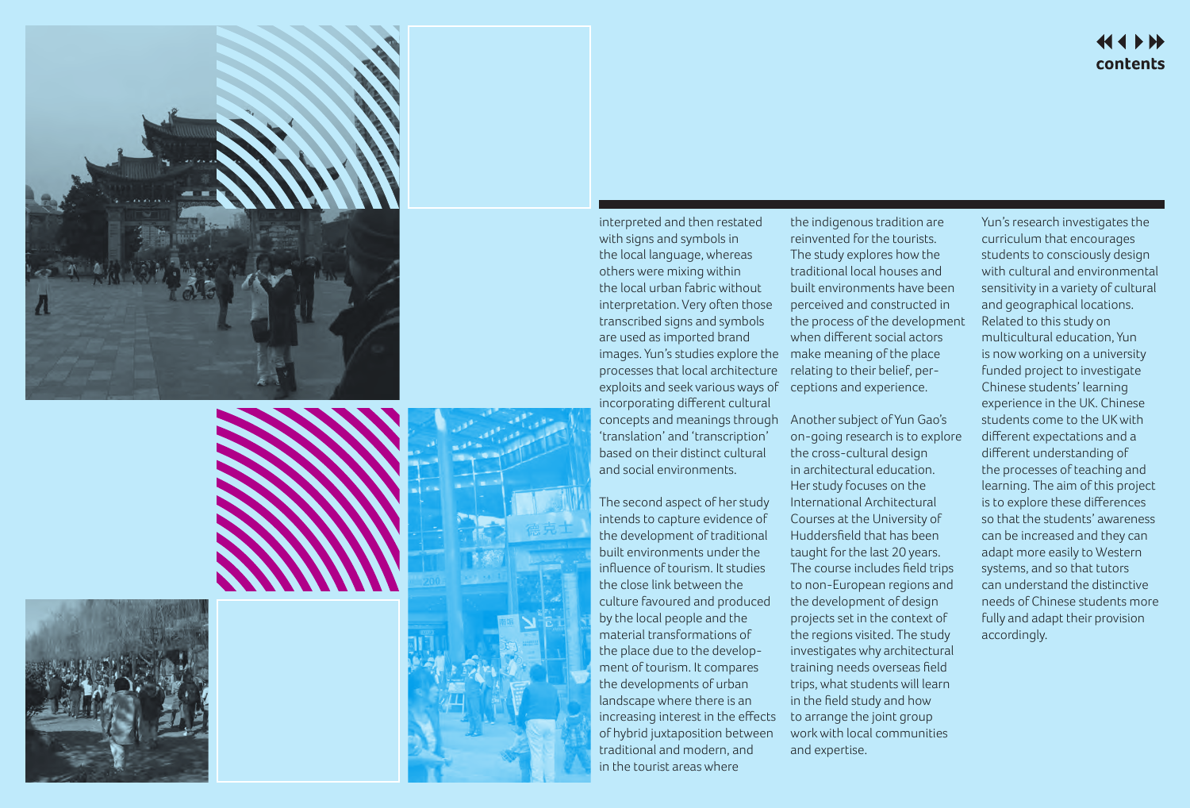interpreted and then restated with signs and symbols in the local language, whereas others were mixing within the local urban fabric without interpretation. Very often those transcribed signs and symbols are used as imported brand images. Yun's studies explore the processes that local architecture exploits and seek various ways of incorporating different cultural concepts and meanings through 'translation' and 'transcription' based on their distinct cultural and social environments.

The second aspect of her study intends to capture evidence of the development of traditional built environments under the influence of tourism. It studies the close link between the culture favoured and produced by the local people and the material transformations of the place due to the development of tourism. It compares the developments of urban landscape where there is an increasing interest in the effects of hybrid juxtaposition between traditional and modern, and in the tourist areas where the indigenous tradition are reinvented for the tourists. The study explores how the traditional local houses and built environments have been perceived and constructed in the process of the development when different social actors make meaning of the place relating to their belief, perceptions and experience.

Another subject of Yun Gao's on-going research is to explore the cross-cultural design in architectural education. Her study focuses on the International Architectural Courses at the University of Huddersfield that has been taught for the last 20 years. The course includes field trips to non-European regions and the development of design projects set in the context of the regions visited. The study investigates why architectural training needs overseas field trips, what students will learn in the field study and how to arrange the joint group work with local communities and expertise.

Yun's research investigates the curriculum that encourages students to consciously design with cultural and environmental sensitivity in a variety of cultural and geographical locations. Related to this study on multicultural education, Yun is now working on a university funded project to investigate Chinese students' learning experience in the UK. Chinese students come to the UK with different expectations and a different understanding of the processes of teaching and learning. The aim of this project is to explore these differences so that the students' awareness can be increased and they can adapt more easily to Western systems, and so that tutors can understand the distinctive needs of Chinese students more fully and adapt their provision accordingly.